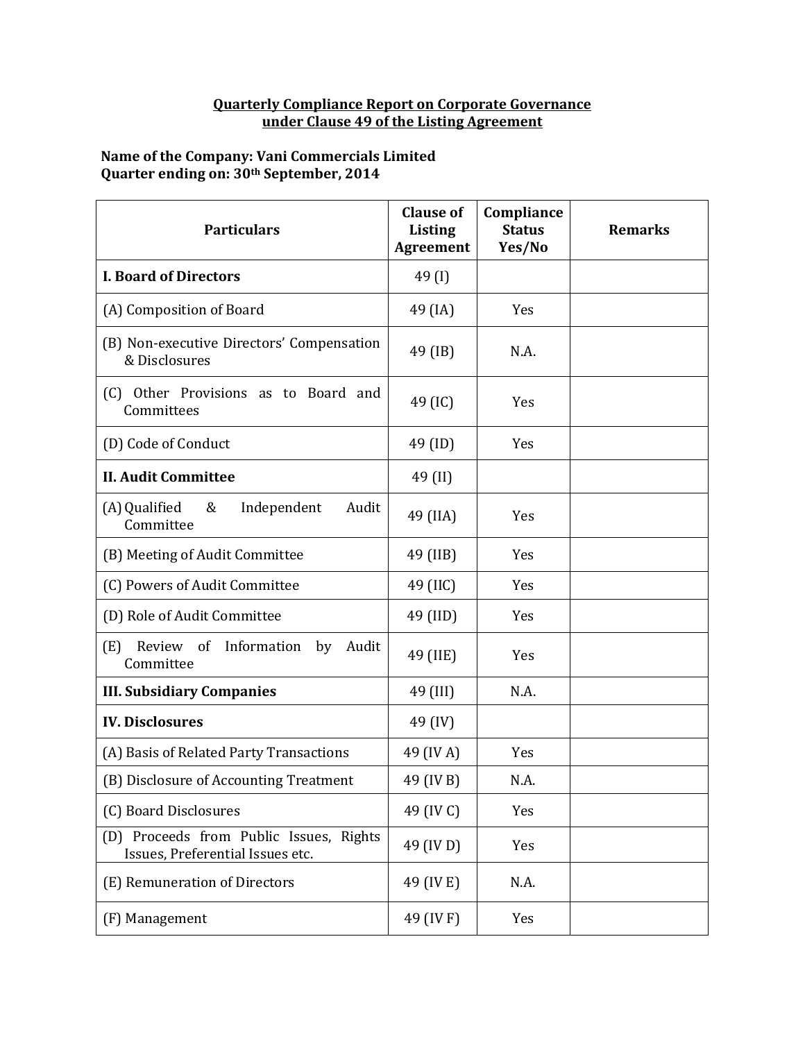# Quarterly Compliance Report on Corporate Governance under Clause 49 of the Listing Agreement

**Name of the Company: Vani Commercials Limited**
**Quarter ending on: 30th September, 2014**

| Particulars | Clause of Listing Agreement | Compliance Status Yes/No | Remarks |
|---|---|---|---|
| **I. Board of Directors** | 49 (I) | | |
| (A) Composition of Board | 49 (IA) | Yes | |
| (B) Non-executive Directors' Compensation & Disclosures | 49 (IB) | N.A. | |
| (C) Other Provisions as to Board and Committees | 49 (IC) | Yes | |
| (D) Code of Conduct | 49 (ID) | Yes | |
| **II. Audit Committee** | 49 (II) | | |
| (A) Qualified & Independent Audit Committee | 49 (IIA) | Yes | |
| (B) Meeting of Audit Committee | 49 (IIB) | Yes | |
| (C) Powers of Audit Committee | 49 (IIC) | Yes | |
| (D) Role of Audit Committee | 49 (IID) | Yes | |
| (E) Review of Information by Audit Committee | 49 (IIE) | Yes | |
| **III. Subsidiary Companies** | 49 (III) | N.A. | |
| **IV. Disclosures** | 49 (IV) | | |
| (A) Basis of Related Party Transactions | 49 (IV A) | Yes | |
| (B) Disclosure of Accounting Treatment | 49 (IV B) | N.A. | |
| (C) Board Disclosures | 49 (IV C) | Yes | |
| (D) Proceeds from Public Issues, Rights Issues, Preferential Issues etc. | 49 (IV D) | Yes | |
| (E) Remuneration of Directors | 49 (IV E) | N.A. | |
| (F) Management | 49 (IV F) | Yes | |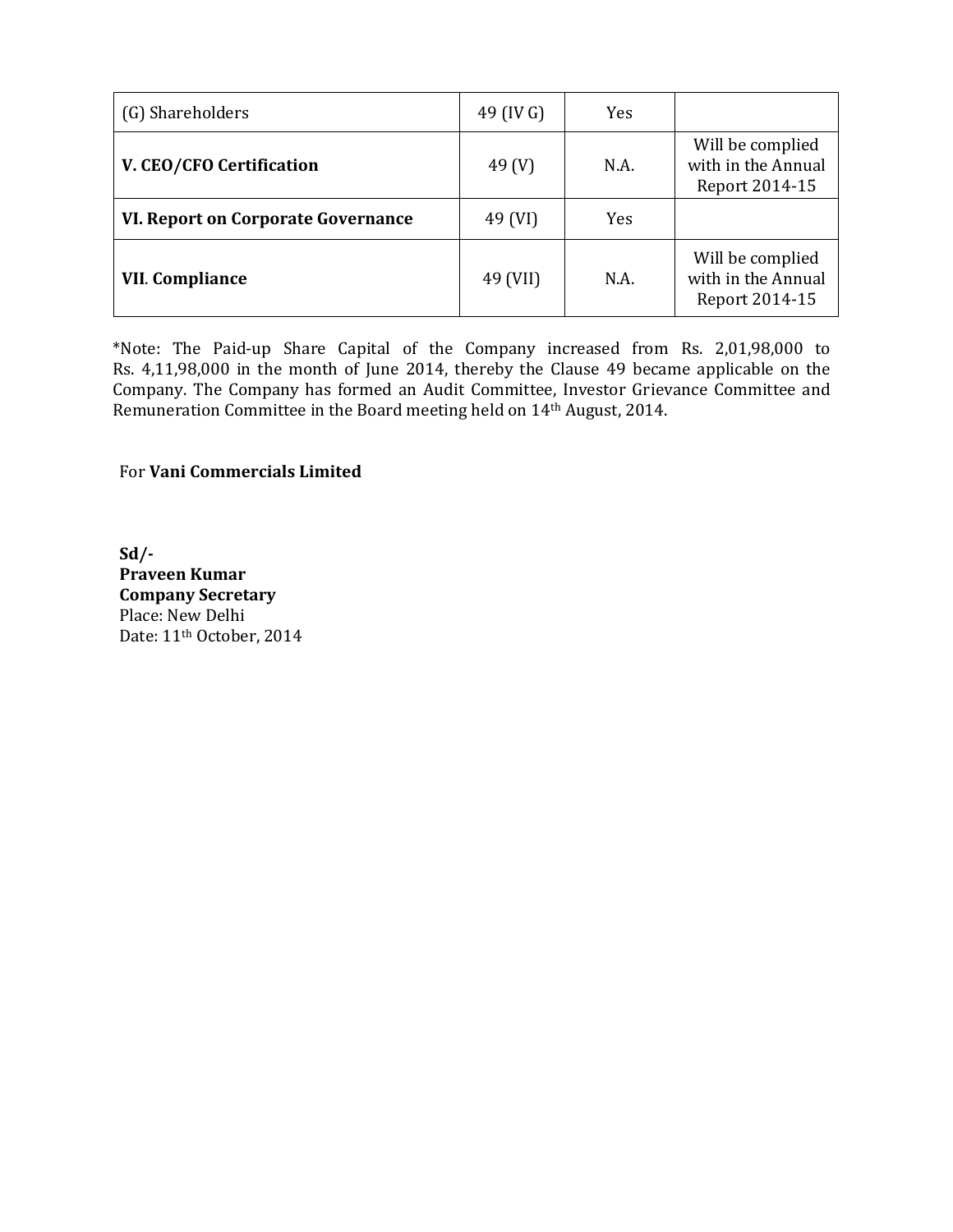| | | | |
|---|---|---|---|
| (G) Shareholders | 49 (IV G) | Yes | |
| **V. CEO/CFO Certification** | 49 (V) | N.A. | Will be complied with in the Annual Report 2014-15 |
| **VI. Report on Corporate Governance** | 49 (VI) | Yes | |
| **VII. Compliance** | 49 (VII) | N.A. | Will be complied with in the Annual Report 2014-15 |

*Note: The Paid-up Share Capital of the Company increased from Rs. 2,01,98,000 to Rs. 4,11,98,000 in the month of June 2014, thereby the Clause 49 became applicable on the Company. The Company has formed an Audit Committee, Investor Grievance Committee and Remuneration Committee in the Board meeting held on 14th August, 2014.

For **Vani Commercials Limited**

**Sd/-**
**Praveen Kumar**
**Company Secretary**
Place: New Delhi
Date: 11th October, 2014